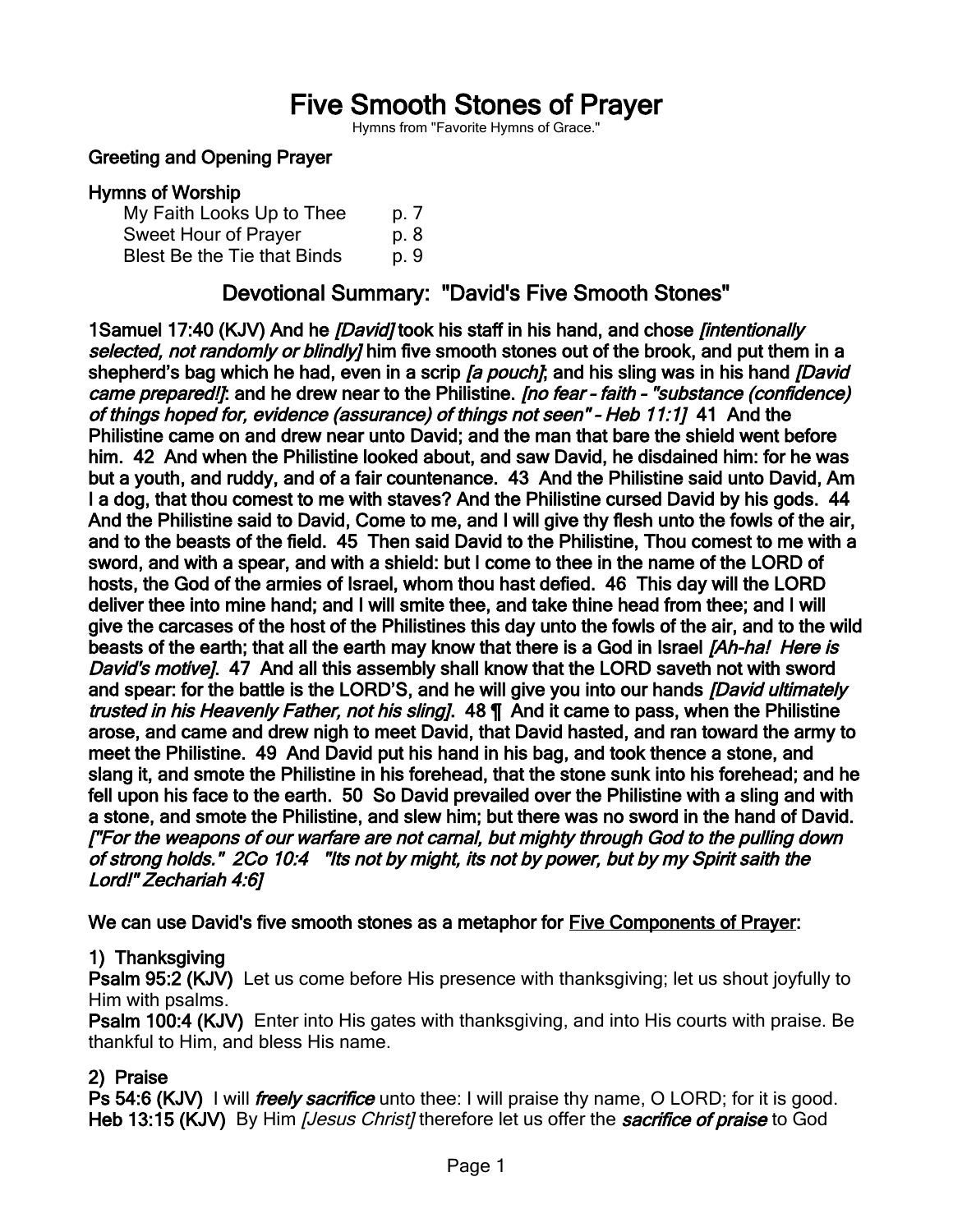# Five Smooth Stones of Prayer

Hymns from "Favorite Hymns of Grace."

**Greeting and Opening Prayer**

**Hymns of Worship**

| | |
|---|---|
| My Faith Looks Up to Thee | p. 7 |
| Sweet Hour of Prayer | p. 8 |
| Blest Be the Tie that Binds | p. 9 |

## Devotional Summary: "David's Five Smooth Stones"

**1Samuel 17:40 (KJV) And he *[David]* took his staff in his hand, and chose *[intentionally selected, not randomly or blindly]* him five smooth stones out of the brook, and put them in a shepherd's bag which he had, even in a scrip *[a pouch]*; and his sling was in his hand *[David came prepared!]*: and he drew near to the Philistine. *[no fear – faith – "substance (confidence) of things hoped for, evidence (assurance) of things not seen" – Heb 11:1]* 41 And the Philistine came on and drew near unto David; and the man that bare the shield went before him. 42 And when the Philistine looked about, and saw David, he disdained him: for he was but a youth, and ruddy, and of a fair countenance. 43 And the Philistine said unto David, Am I a dog, that thou comest to me with staves? And the Philistine cursed David by his gods. 44 And the Philistine said to David, Come to me, and I will give thy flesh unto the fowls of the air, and to the beasts of the field. 45 Then said David to the Philistine, Thou comest to me with a sword, and with a spear, and with a shield: but I come to thee in the name of the LORD of hosts, the God of the armies of Israel, whom thou hast defied. 46 This day will the LORD deliver thee into mine hand; and I will smite thee, and take thine head from thee; and I will give the carcases of the host of the Philistines this day unto the fowls of the air, and to the wild beasts of the earth; that all the earth may know that there is a God in Israel *[Ah-ha! Here is David's motive]*. 47 And all this assembly shall know that the LORD saveth not with sword and spear: for the battle is the LORD'S, and he will give you into our hands *[David ultimately trusted in his Heavenly Father, not his sling]*. 48 ¶ And it came to pass, when the Philistine arose, and came and drew nigh to meet David, that David hasted, and ran toward the army to meet the Philistine. 49 And David put his hand in his bag, and took thence a stone, and slang it, and smote the Philistine in his forehead, that the stone sunk into his forehead; and he fell upon his face to the earth. 50 So David prevailed over the Philistine with a sling and with a stone, and smote the Philistine, and slew him; but there was no sword in the hand of David. *["For the weapons of our warfare are not carnal, but mighty through God to the pulling down of strong holds." 2Co 10:4 "Its not by might, its not by power, but by my Spirit saith the Lord!" Zechariah 4:6]***

**We can use David's five smooth stones as a metaphor for <u>Five Components of Prayer</u>:**

### 1) Thanksgiving

**Psalm 95:2 (KJV)** Let us come before His presence with thanksgiving; let us shout joyfully to Him with psalms.

**Psalm 100:4 (KJV)** Enter into His gates with thanksgiving, and into His courts with praise. Be thankful to Him, and bless His name.

### 2) Praise

**Ps 54:6 (KJV)** I will ***freely sacrifice*** unto thee: I will praise thy name, O LORD; for it is good.

**Heb 13:15 (KJV)** By Him *[Jesus Christ]* therefore let us offer the ***sacrifice of praise*** to God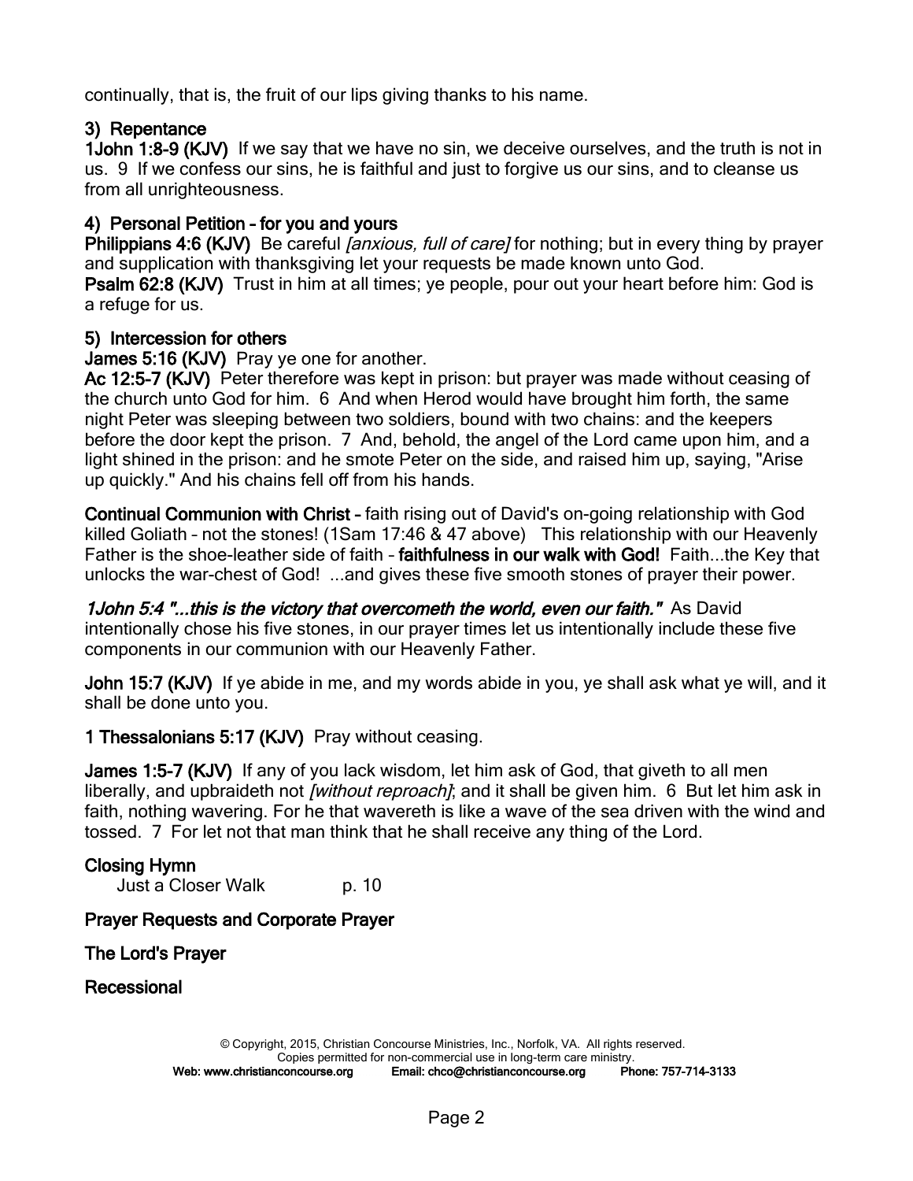continually, that is, the fruit of our lips giving thanks to his name.

### 3) Repentance

**1John 1:8-9 (KJV)** If we say that we have no sin, we deceive ourselves, and the truth is not in us. 9 If we confess our sins, he is faithful and just to forgive us our sins, and to cleanse us from all unrighteousness.

### 4) Personal Petition – for you and yours

**Philippians 4:6 (KJV)** Be careful *[anxious, full of care]* for nothing; but in every thing by prayer and supplication with thanksgiving let your requests be made known unto God.
**Psalm 62:8 (KJV)** Trust in him at all times; ye people, pour out your heart before him: God is a refuge for us.

### 5) Intercession for others

**James 5:16 (KJV)** Pray ye one for another.
**Ac 12:5-7 (KJV)** Peter therefore was kept in prison: but prayer was made without ceasing of the church unto God for him. 6 And when Herod would have brought him forth, the same night Peter was sleeping between two soldiers, bound with two chains: and the keepers before the door kept the prison. 7 And, behold, the angel of the Lord came upon him, and a light shined in the prison: and he smote Peter on the side, and raised him up, saying, "Arise up quickly." And his chains fell off from his hands.

**Continual Communion with Christ –** faith rising out of David's on-going relationship with God killed Goliath – not the stones! (1Sam 17:46 & 47 above) This relationship with our Heavenly Father is the shoe-leather side of faith – **faithfulness in our walk with God!** Faith...the Key that unlocks the war-chest of God! ...and gives these five smooth stones of prayer their power.

***1John 5:4 "...this is the victory that overcometh the world, even our faith."*** As David intentionally chose his five stones, in our prayer times let us intentionally include these five components in our communion with our Heavenly Father.

**John 15:7 (KJV)** If ye abide in me, and my words abide in you, ye shall ask what ye will, and it shall be done unto you.

**1 Thessalonians 5:17 (KJV)** Pray without ceasing.

**James 1:5-7 (KJV)** If any of you lack wisdom, let him ask of God, that giveth to all men liberally, and upbraideth not *[without reproach]*; and it shall be given him. 6 But let him ask in faith, nothing wavering. For he that wavereth is like a wave of the sea driven with the wind and tossed. 7 For let not that man think that he shall receive any thing of the Lord.

### Closing Hymn

Just a Closer Walk p. 10

### Prayer Requests and Corporate Prayer

### The Lord's Prayer

### Recessional

© Copyright, 2015, Christian Concourse Ministries, Inc., Norfolk, VA. All rights reserved.
Copies permitted for non-commercial use in long-term care ministry.
**Web: www.christianconcourse.org Email: chco@christianconcourse.org Phone: 757-714-3133**